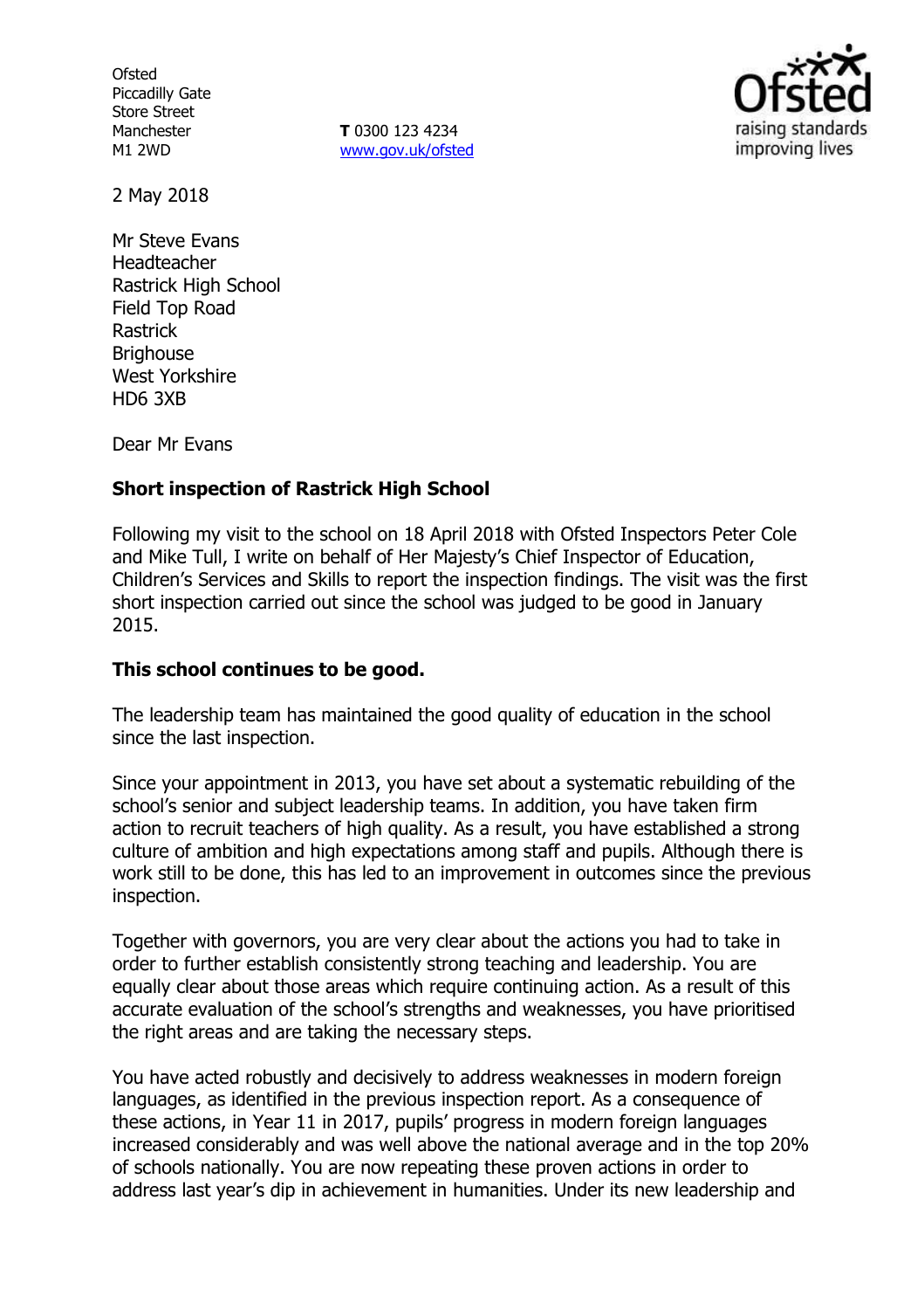Ofsted
Piccadilly Gate
Store Street
Manchester
M1 2WD

**T** 0300 123 4234
www.gov.uk/ofsted

2 May 2018

Mr Steve Evans
Headteacher
Rastrick High School
Field Top Road
Rastrick
Brighouse
West Yorkshire
HD6 3XB

Dear Mr Evans

**Short inspection of Rastrick High School**

Following my visit to the school on 18 April 2018 with Ofsted Inspectors Peter Cole and Mike Tull, I write on behalf of Her Majesty's Chief Inspector of Education, Children's Services and Skills to report the inspection findings. The visit was the first short inspection carried out since the school was judged to be good in January 2015.

**This school continues to be good.**

The leadership team has maintained the good quality of education in the school since the last inspection.

Since your appointment in 2013, you have set about a systematic rebuilding of the school's senior and subject leadership teams. In addition, you have taken firm action to recruit teachers of high quality. As a result, you have established a strong culture of ambition and high expectations among staff and pupils. Although there is work still to be done, this has led to an improvement in outcomes since the previous inspection.

Together with governors, you are very clear about the actions you had to take in order to further establish consistently strong teaching and leadership. You are equally clear about those areas which require continuing action. As a result of this accurate evaluation of the school's strengths and weaknesses, you have prioritised the right areas and are taking the necessary steps.

You have acted robustly and decisively to address weaknesses in modern foreign languages, as identified in the previous inspection report. As a consequence of these actions, in Year 11 in 2017, pupils' progress in modern foreign languages increased considerably and was well above the national average and in the top 20% of schools nationally. You are now repeating these proven actions in order to address last year's dip in achievement in humanities. Under its new leadership and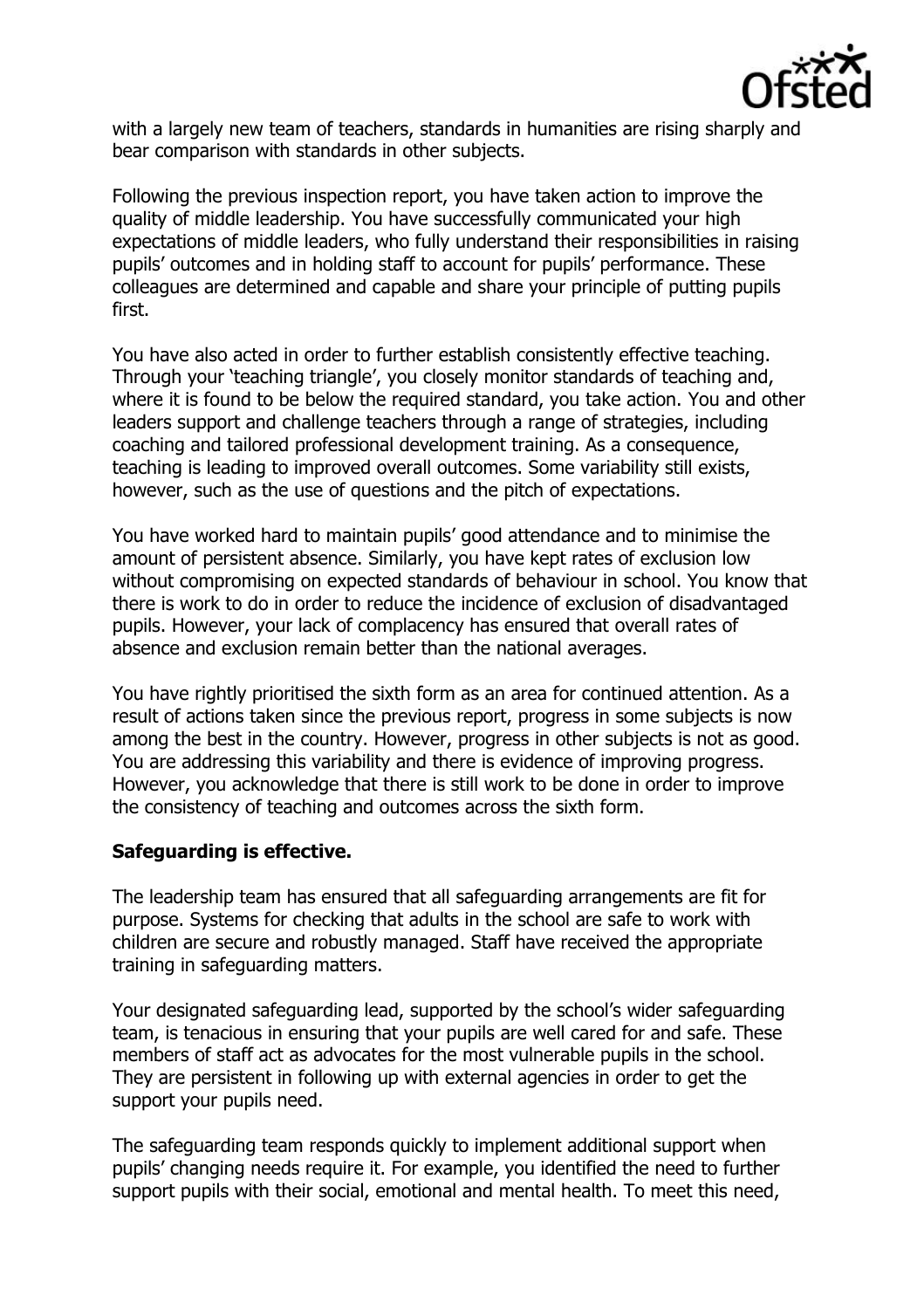with a largely new team of teachers, standards in humanities are rising sharply and bear comparison with standards in other subjects.

Following the previous inspection report, you have taken action to improve the quality of middle leadership. You have successfully communicated your high expectations of middle leaders, who fully understand their responsibilities in raising pupils' outcomes and in holding staff to account for pupils' performance. These colleagues are determined and capable and share your principle of putting pupils first.

You have also acted in order to further establish consistently effective teaching. Through your 'teaching triangle', you closely monitor standards of teaching and, where it is found to be below the required standard, you take action. You and other leaders support and challenge teachers through a range of strategies, including coaching and tailored professional development training. As a consequence, teaching is leading to improved overall outcomes. Some variability still exists, however, such as the use of questions and the pitch of expectations.

You have worked hard to maintain pupils' good attendance and to minimise the amount of persistent absence. Similarly, you have kept rates of exclusion low without compromising on expected standards of behaviour in school. You know that there is work to do in order to reduce the incidence of exclusion of disadvantaged pupils. However, your lack of complacency has ensured that overall rates of absence and exclusion remain better than the national averages.

You have rightly prioritised the sixth form as an area for continued attention. As a result of actions taken since the previous report, progress in some subjects is now among the best in the country. However, progress in other subjects is not as good. You are addressing this variability and there is evidence of improving progress. However, you acknowledge that there is still work to be done in order to improve the consistency of teaching and outcomes across the sixth form.

**Safeguarding is effective.**

The leadership team has ensured that all safeguarding arrangements are fit for purpose. Systems for checking that adults in the school are safe to work with children are secure and robustly managed. Staff have received the appropriate training in safeguarding matters.

Your designated safeguarding lead, supported by the school's wider safeguarding team, is tenacious in ensuring that your pupils are well cared for and safe. These members of staff act as advocates for the most vulnerable pupils in the school. They are persistent in following up with external agencies in order to get the support your pupils need.

The safeguarding team responds quickly to implement additional support when pupils' changing needs require it. For example, you identified the need to further support pupils with their social, emotional and mental health. To meet this need,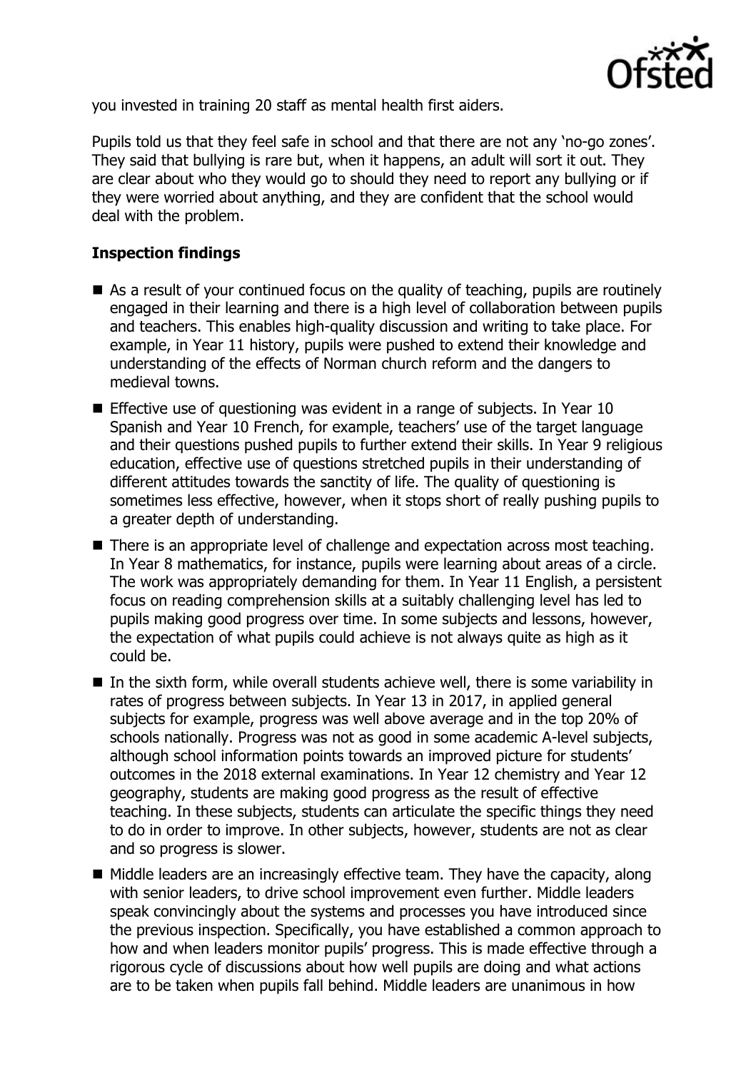you invested in training 20 staff as mental health first aiders.

Pupils told us that they feel safe in school and that there are not any 'no-go zones'. They said that bullying is rare but, when it happens, an adult will sort it out. They are clear about who they would go to should they need to report any bullying or if they were worried about anything, and they are confident that the school would deal with the problem.

**Inspection findings**

- As a result of your continued focus on the quality of teaching, pupils are routinely engaged in their learning and there is a high level of collaboration between pupils and teachers. This enables high-quality discussion and writing to take place. For example, in Year 11 history, pupils were pushed to extend their knowledge and understanding of the effects of Norman church reform and the dangers to medieval towns.
- Effective use of questioning was evident in a range of subjects. In Year 10 Spanish and Year 10 French, for example, teachers' use of the target language and their questions pushed pupils to further extend their skills. In Year 9 religious education, effective use of questions stretched pupils in their understanding of different attitudes towards the sanctity of life. The quality of questioning is sometimes less effective, however, when it stops short of really pushing pupils to a greater depth of understanding.
- There is an appropriate level of challenge and expectation across most teaching. In Year 8 mathematics, for instance, pupils were learning about areas of a circle. The work was appropriately demanding for them. In Year 11 English, a persistent focus on reading comprehension skills at a suitably challenging level has led to pupils making good progress over time. In some subjects and lessons, however, the expectation of what pupils could achieve is not always quite as high as it could be.
- In the sixth form, while overall students achieve well, there is some variability in rates of progress between subjects. In Year 13 in 2017, in applied general subjects for example, progress was well above average and in the top 20% of schools nationally. Progress was not as good in some academic A-level subjects, although school information points towards an improved picture for students' outcomes in the 2018 external examinations. In Year 12 chemistry and Year 12 geography, students are making good progress as the result of effective teaching. In these subjects, students can articulate the specific things they need to do in order to improve. In other subjects, however, students are not as clear and so progress is slower.
- Middle leaders are an increasingly effective team. They have the capacity, along with senior leaders, to drive school improvement even further. Middle leaders speak convincingly about the systems and processes you have introduced since the previous inspection. Specifically, you have established a common approach to how and when leaders monitor pupils' progress. This is made effective through a rigorous cycle of discussions about how well pupils are doing and what actions are to be taken when pupils fall behind. Middle leaders are unanimous in how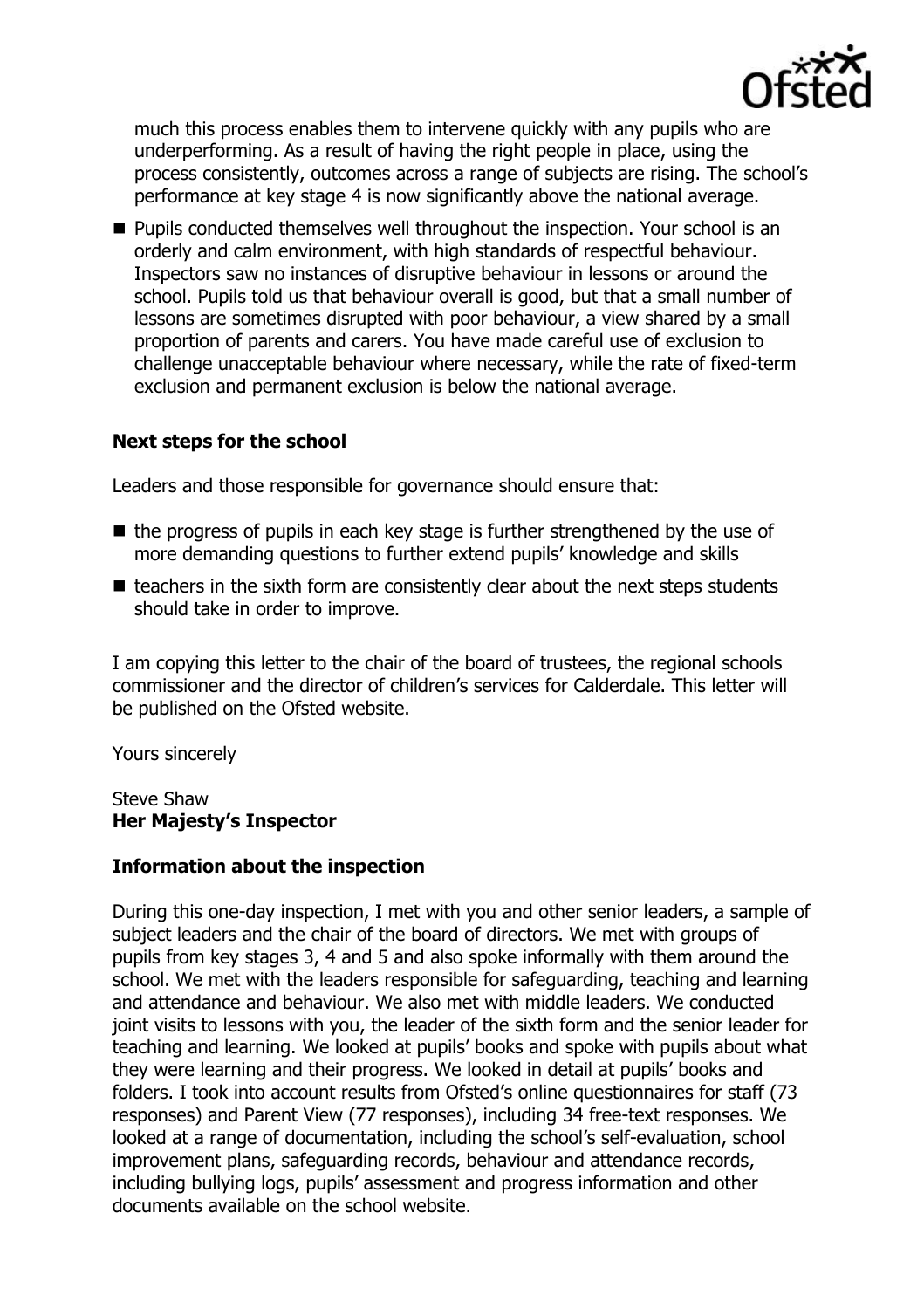much this process enables them to intervene quickly with any pupils who are underperforming. As a result of having the right people in place, using the process consistently, outcomes across a range of subjects are rising. The school's performance at key stage 4 is now significantly above the national average.

- Pupils conducted themselves well throughout the inspection. Your school is an orderly and calm environment, with high standards of respectful behaviour. Inspectors saw no instances of disruptive behaviour in lessons or around the school. Pupils told us that behaviour overall is good, but that a small number of lessons are sometimes disrupted with poor behaviour, a view shared by a small proportion of parents and carers. You have made careful use of exclusion to challenge unacceptable behaviour where necessary, while the rate of fixed-term exclusion and permanent exclusion is below the national average.

### Next steps for the school

Leaders and those responsible for governance should ensure that:

- the progress of pupils in each key stage is further strengthened by the use of more demanding questions to further extend pupils' knowledge and skills
- teachers in the sixth form are consistently clear about the next steps students should take in order to improve.

I am copying this letter to the chair of the board of trustees, the regional schools commissioner and the director of children's services for Calderdale. This letter will be published on the Ofsted website.

Yours sincerely

Steve Shaw
**Her Majesty's Inspector**

### Information about the inspection

During this one-day inspection, I met with you and other senior leaders, a sample of subject leaders and the chair of the board of directors. We met with groups of pupils from key stages 3, 4 and 5 and also spoke informally with them around the school. We met with the leaders responsible for safeguarding, teaching and learning and attendance and behaviour. We also met with middle leaders. We conducted joint visits to lessons with you, the leader of the sixth form and the senior leader for teaching and learning. We looked at pupils' books and spoke with pupils about what they were learning and their progress. We looked in detail at pupils' books and folders. I took into account results from Ofsted's online questionnaires for staff (73 responses) and Parent View (77 responses), including 34 free-text responses. We looked at a range of documentation, including the school's self-evaluation, school improvement plans, safeguarding records, behaviour and attendance records, including bullying logs, pupils' assessment and progress information and other documents available on the school website.